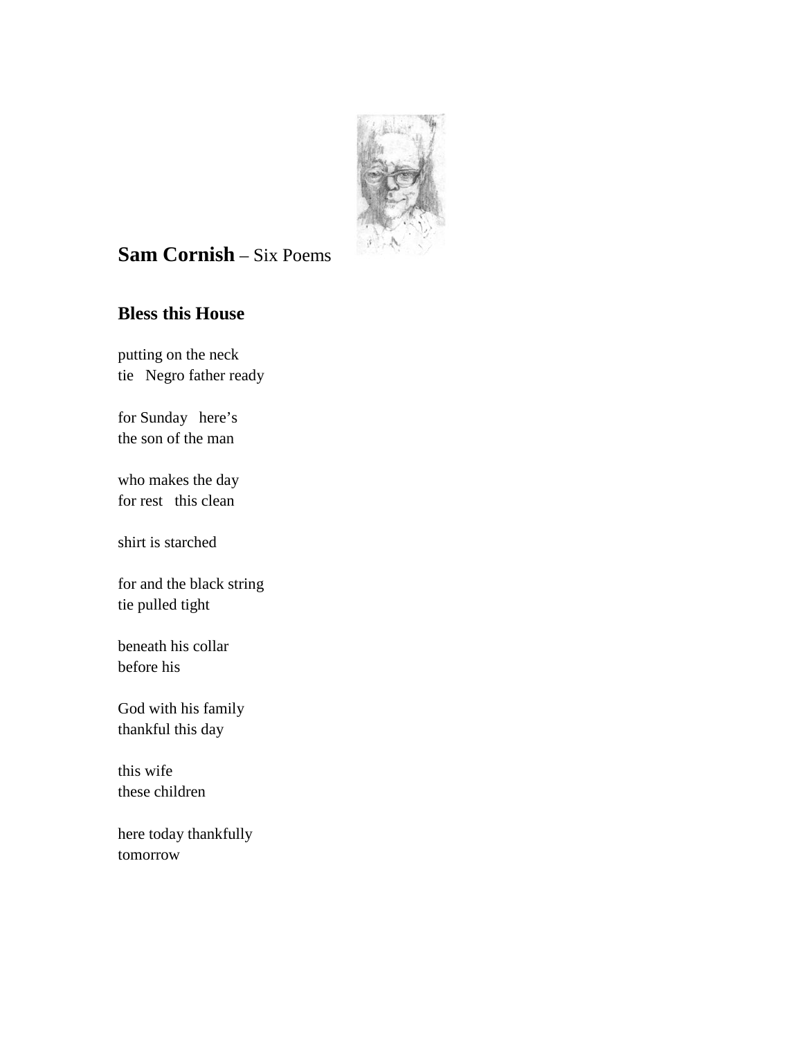**Sam Cornish** – Six Poems

## Bless this House

putting on the neck  
tie   Negro father ready

for Sunday   here's  
the son of the man

who makes the day  
for rest   this clean

shirt is starched

for and the black string  
tie pulled tight

beneath his collar  
before his

God with his family  
thankful this day

this wife  
these children

here today thankfully  
tomorrow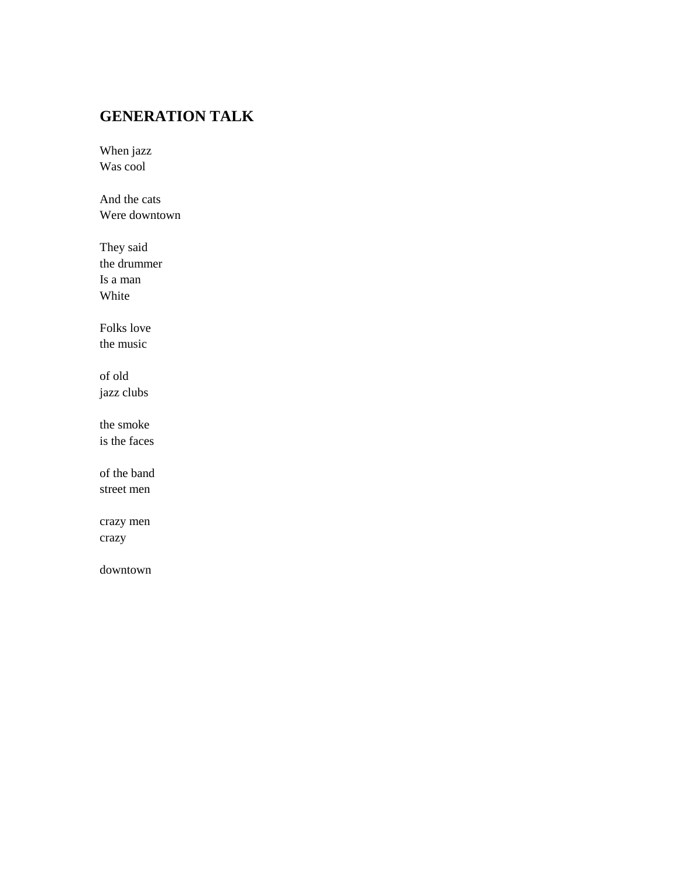## GENERATION TALK

When jazz  
Was cool

And the cats  
Were downtown

They said  
the drummer  
Is a man  
White

Folks love  
the music

of old  
jazz clubs

the smoke  
is the faces

of the band  
street men

crazy men  
crazy

downtown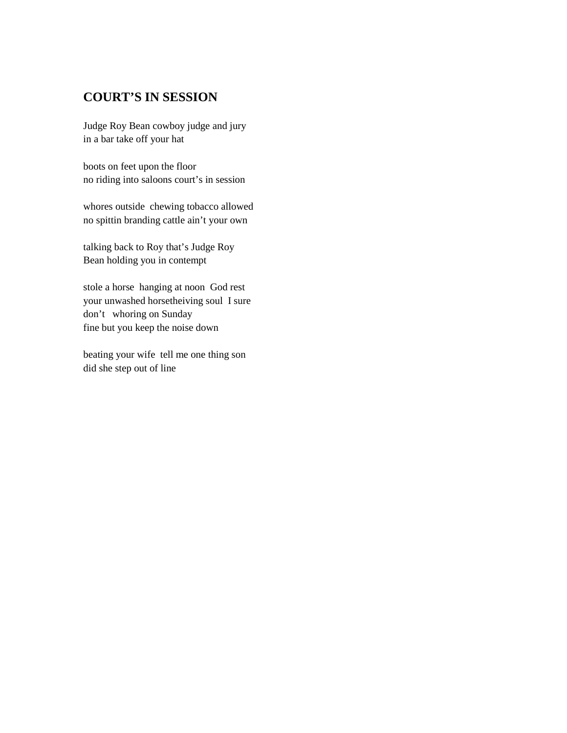## COURT'S IN SESSION

Judge Roy Bean cowboy judge and jury  
in a bar take off your hat

boots on feet upon the floor  
no riding into saloons court's in session

whores outside  chewing tobacco allowed  
no spittin branding cattle ain't your own

talking back to Roy that's Judge Roy  
Bean holding you in contempt

stole a horse  hanging at noon  God rest  
your unwashed horsetheiving soul  I sure  
don't   whoring on Sunday  
fine but you keep the noise down

beating your wife  tell me one thing son  
did she step out of line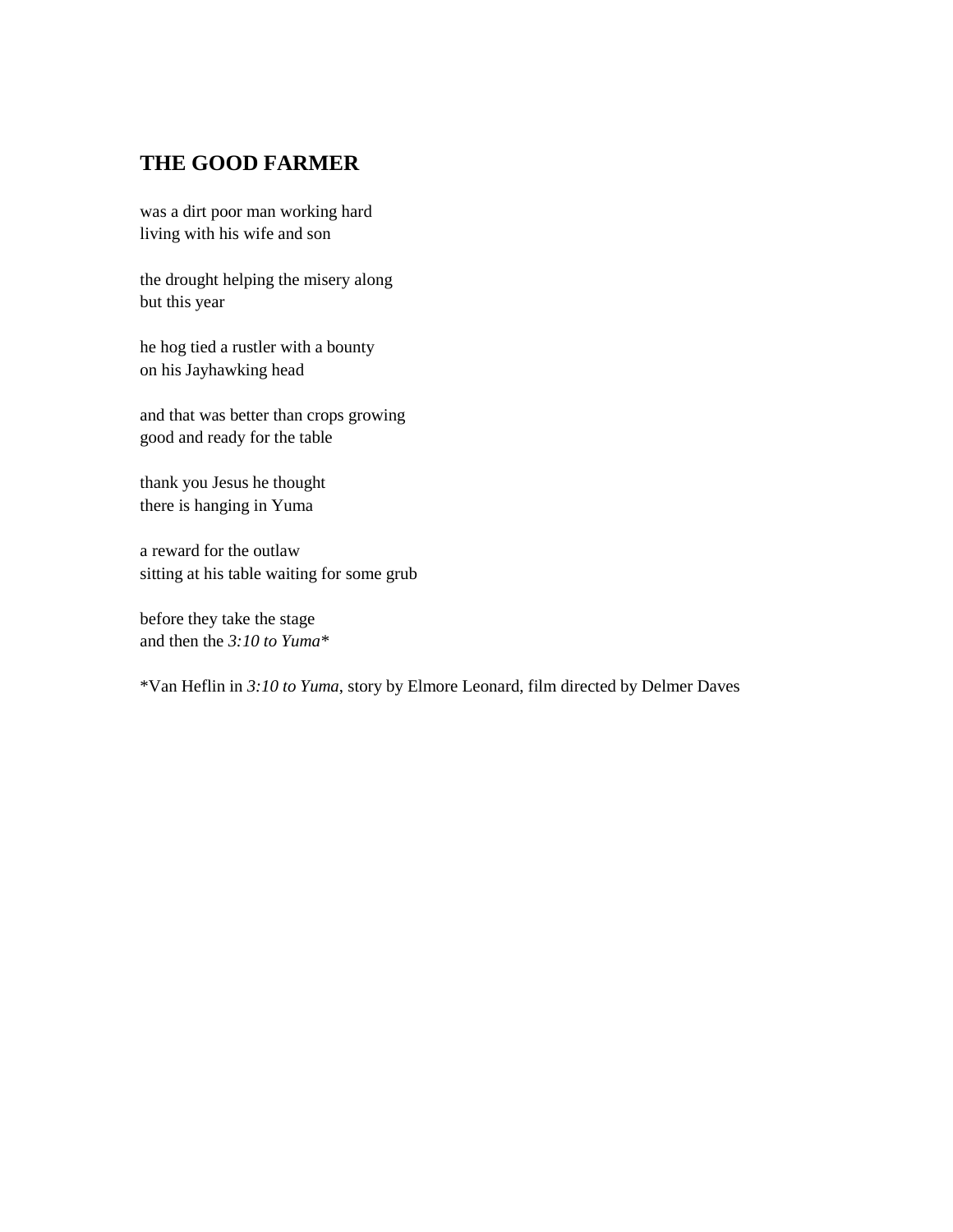## THE GOOD FARMER

was a dirt poor man working hard
living with his wife and son

the drought helping the misery along
but this year

he hog tied a rustler with a bounty
on his Jayhawking head

and that was better than crops growing
good and ready for the table

thank you Jesus he thought
there is hanging in Yuma

a reward for the outlaw
sitting at his table waiting for some grub

before they take the stage
and then the *3:10 to Yuma**

*Van Heflin in *3:10 to Yuma*, story by Elmore Leonard, film directed by Delmer Daves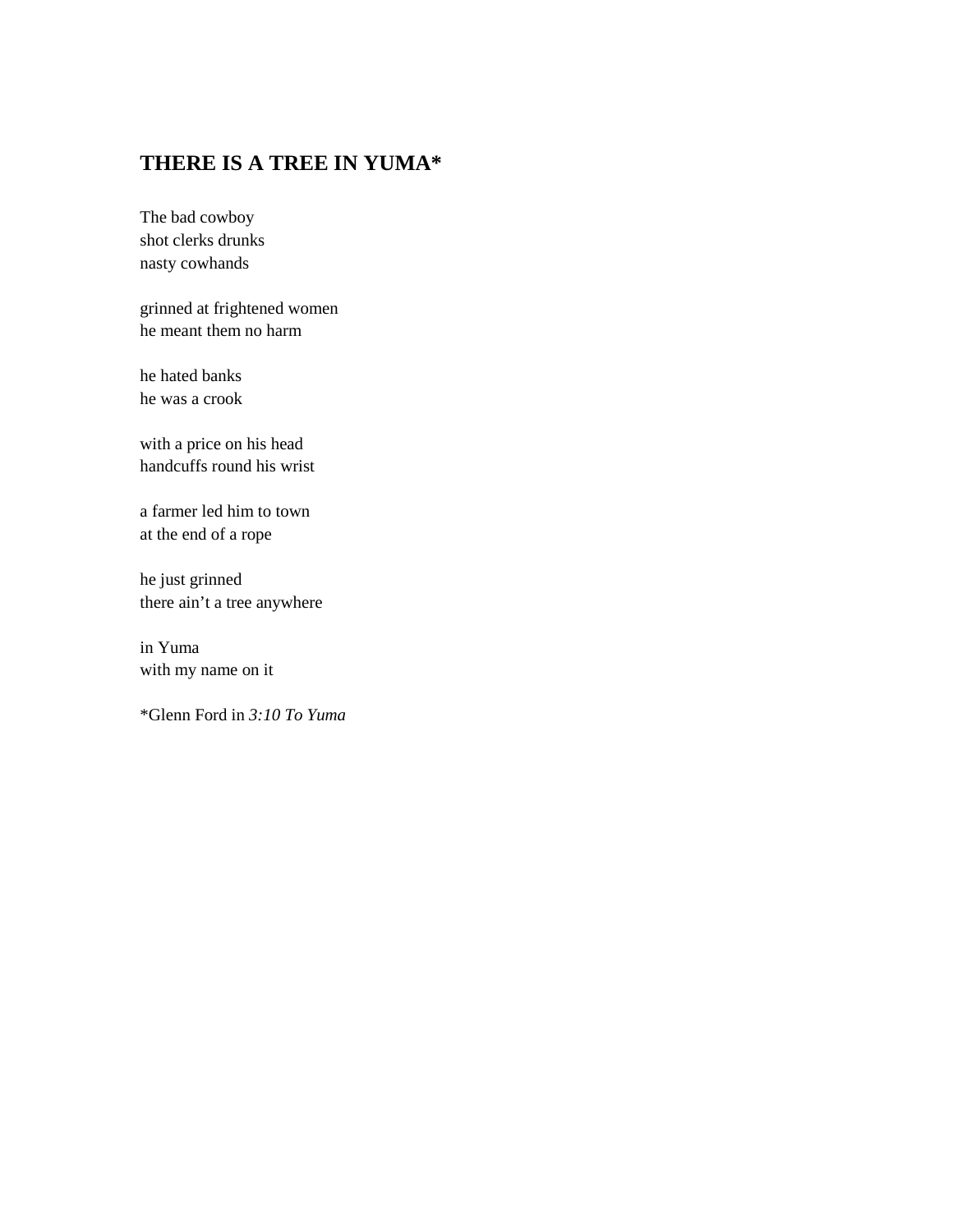## THERE IS A TREE IN YUMA*

The bad cowboy
shot clerks drunks
nasty cowhands

grinned at frightened women
he meant them no harm

he hated banks
he was a crook

with a price on his head
handcuffs round his wrist

a farmer led him to town
at the end of a rope

he just grinned
there ain't a tree anywhere

in Yuma
with my name on it

*Glenn Ford in *3:10 To Yuma*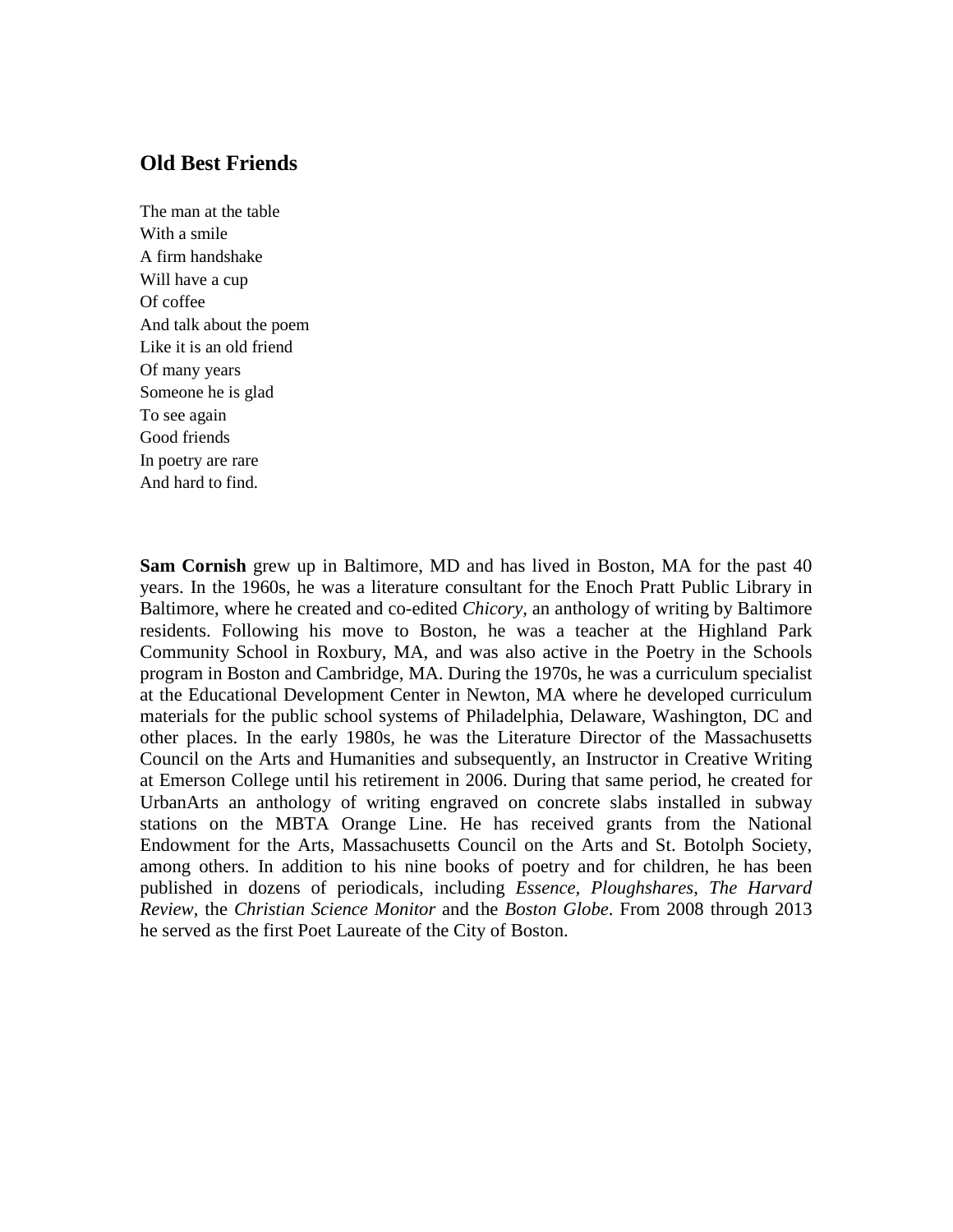## Old Best Friends

The man at the table  
With a smile  
A firm handshake  
Will have a cup  
Of coffee  
And talk about the poem  
Like it is an old friend  
Of many years  
Someone he is glad  
To see again  
Good friends  
In poetry are rare  
And hard to find.

**Sam Cornish** grew up in Baltimore, MD and has lived in Boston, MA for the past 40 years. In the 1960s, he was a literature consultant for the Enoch Pratt Public Library in Baltimore, where he created and co-edited *Chicory*, an anthology of writing by Baltimore residents. Following his move to Boston, he was a teacher at the Highland Park Community School in Roxbury, MA, and was also active in the Poetry in the Schools program in Boston and Cambridge, MA. During the 1970s, he was a curriculum specialist at the Educational Development Center in Newton, MA where he developed curriculum materials for the public school systems of Philadelphia, Delaware, Washington, DC and other places. In the early 1980s, he was the Literature Director of the Massachusetts Council on the Arts and Humanities and subsequently, an Instructor in Creative Writing at Emerson College until his retirement in 2006. During that same period, he created for UrbanArts an anthology of writing engraved on concrete slabs installed in subway stations on the MBTA Orange Line. He has received grants from the National Endowment for the Arts, Massachusetts Council on the Arts and St. Botolph Society, among others. In addition to his nine books of poetry and for children, he has been published in dozens of periodicals, including *Essence*, *Ploughshares*, *The Harvard Review*, the *Christian Science Monitor* and the *Boston Globe*. From 2008 through 2013 he served as the first Poet Laureate of the City of Boston.